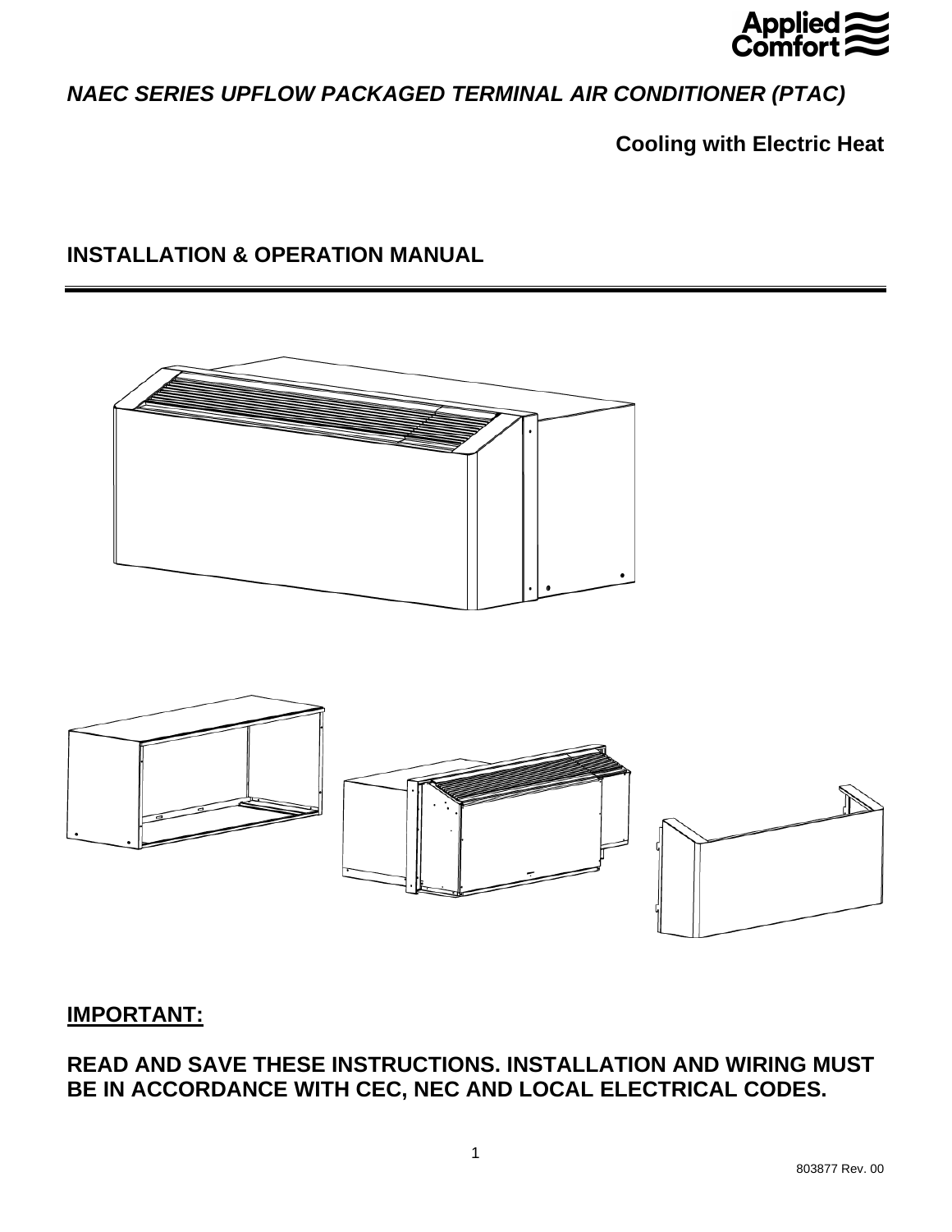Applied Comfort

*NAEC SERIES UPFLOW PACKAGED TERMINAL AIR CONDITIONER (PTAC)*

**Cooling with Electric Heat**

## INSTALLATION & OPERATION MANUAL

---

**IMPORTANT:**

**READ AND SAVE THESE INSTRUCTIONS. INSTALLATION AND WIRING MUST BE IN ACCORDANCE WITH CEC, NEC AND LOCAL ELECTRICAL CODES.**

803877 Rev. 00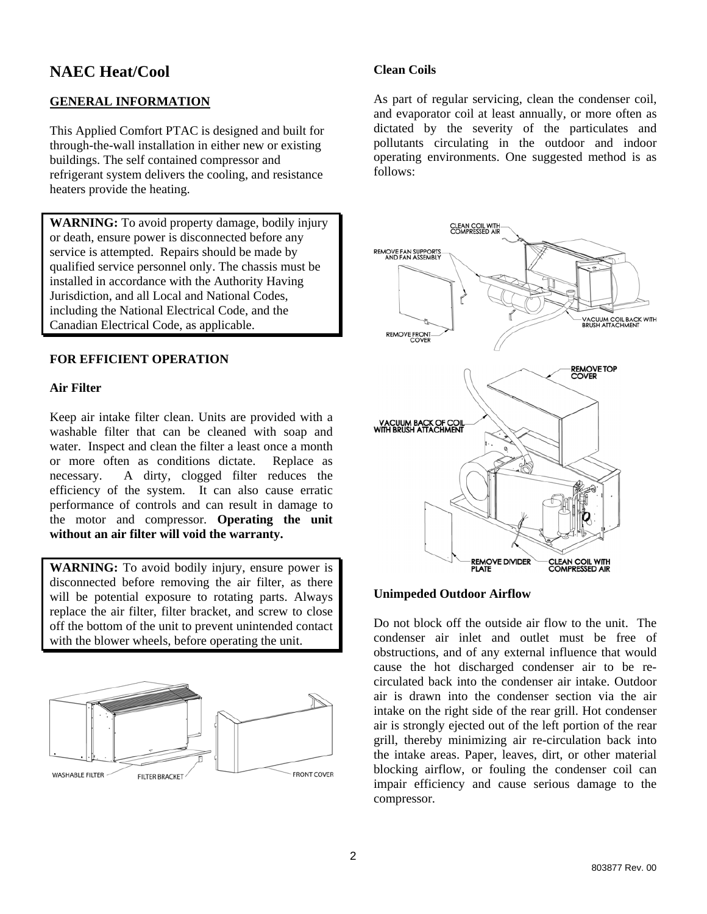# NAEC Heat/Cool

## GENERAL INFORMATION

This Applied Comfort PTAC is designed and built for through-the-wall installation in either new or existing buildings. The self contained compressor and refrigerant system delivers the cooling, and resistance heaters provide the heating.

**WARNING:** To avoid property damage, bodily injury or death, ensure power is disconnected before any service is attempted. Repairs should be made by qualified service personnel only. The chassis must be installed in accordance with the Authority Having Jurisdiction, and all Local and National Codes, including the National Electrical Code, and the Canadian Electrical Code, as applicable.

### FOR EFFICIENT OPERATION

#### Air Filter

Keep air intake filter clean. Units are provided with a washable filter that can be cleaned with soap and water. Inspect and clean the filter a least once a month or more often as conditions dictate. Replace as necessary. A dirty, clogged filter reduces the efficiency of the system. It can also cause erratic performance of controls and can result in damage to the motor and compressor. **Operating the unit without an air filter will void the warranty.**

**WARNING:** To avoid bodily injury, ensure power is disconnected before removing the air filter, as there will be potential exposure to rotating parts. Always replace the air filter, filter bracket, and screw to close off the bottom of the unit to prevent unintended contact with the blower wheels, before operating the unit.

WASHABLE FILTER FILTER BRACKET FRONT COVER

#### Clean Coils

As part of regular servicing, clean the condenser coil, and evaporator coil at least annually, or more often as dictated by the severity of the particulates and pollutants circulating in the outdoor and indoor operating environments. One suggested method is as follows:

CLEAN COIL WITH COMPRESSED AIR

REMOVE FAN SUPPORTS AND FAN ASSEMBLY

VACUUM COIL BACK WITH BRUSH ATTACHMENT

REMOVE FRONT COVER

REMOVE TOP COVER

VACUUM BACK OF COIL WITH BRUSH ATTACHMENT

REMOVE DIVIDER PLATE

CLEAN COIL WITH COMPRESSED AIR

#### Unimpeded Outdoor Airflow

Do not block off the outside air flow to the unit. The condenser air inlet and outlet must be free of obstructions, and of any external influence that would cause the hot discharged condenser air to be re-circulated back into the condenser air intake. Outdoor air is drawn into the condenser section via the air intake on the right side of the rear grill. Hot condenser air is strongly ejected out of the left portion of the rear grill, thereby minimizing air re-circulation back into the intake areas. Paper, leaves, dirt, or other material blocking airflow, or fouling the condenser coil can impair efficiency and cause serious damage to the compressor.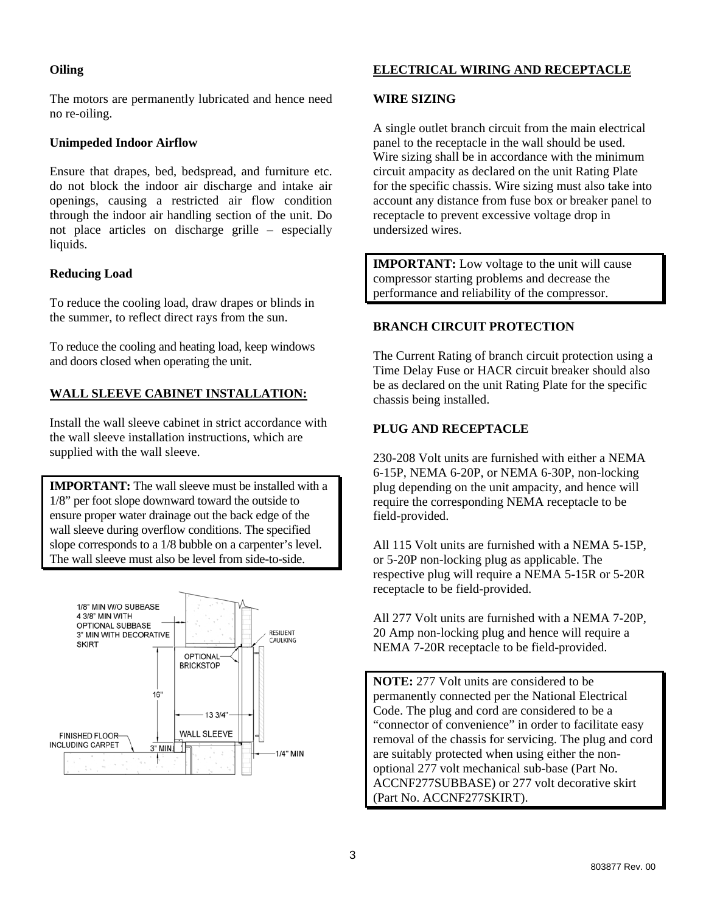**Oiling**

The motors are permanently lubricated and hence need no re-oiling.

**Unimpeded Indoor Airflow**

Ensure that drapes, bed, bedspread, and furniture etc. do not block the indoor air discharge and intake air openings, causing a restricted air flow condition through the indoor air handling section of the unit. Do not place articles on discharge grille – especially liquids.

**Reducing Load**

To reduce the cooling load, draw drapes or blinds in the summer, to reflect direct rays from the sun.

To reduce the cooling and heating load, keep windows and doors closed when operating the unit.

## WALL SLEEVE CABINET INSTALLATION:

Install the wall sleeve cabinet in strict accordance with the wall sleeve installation instructions, which are supplied with the wall sleeve.

> **IMPORTANT:** The wall sleeve must be installed with a 1/8" per foot slope downward toward the outside to ensure proper water drainage out the back edge of the wall sleeve during overflow conditions. The specified slope corresponds to a 1/8 bubble on a carpenter's level. The wall sleeve must also be level from side-to-side.

1/8" MIN W/O SUBBASE
4 3/8" MIN WITH OPTIONAL SUBBASE
3" MIN WITH DECORATIVE SKIRT

RESILIENT CAULKING

OPTIONAL BRICKSTOP

16"

13 3/4"

WALL SLEEVE

FINISHED FLOOR INCLUDING CARPET

3" MIN

1/4" MIN

## ELECTRICAL WIRING AND RECEPTACLE

### WIRE SIZING

A single outlet branch circuit from the main electrical panel to the receptacle in the wall should be used. Wire sizing shall be in accordance with the minimum circuit ampacity as declared on the unit Rating Plate for the specific chassis. Wire sizing must also take into account any distance from fuse box or breaker panel to receptacle to prevent excessive voltage drop in undersized wires.

> **IMPORTANT:** Low voltage to the unit will cause compressor starting problems and decrease the performance and reliability of the compressor.

### BRANCH CIRCUIT PROTECTION

The Current Rating of branch circuit protection using a Time Delay Fuse or HACR circuit breaker should also be as declared on the unit Rating Plate for the specific chassis being installed.

### PLUG AND RECEPTACLE

230-208 Volt units are furnished with either a NEMA 6-15P, NEMA 6-20P, or NEMA 6-30P, non-locking plug depending on the unit ampacity, and hence will require the corresponding NEMA receptacle to be field-provided.

All 115 Volt units are furnished with a NEMA 5-15P, or 5-20P non-locking plug as applicable. The respective plug will require a NEMA 5-15R or 5-20R receptacle to be field-provided.

All 277 Volt units are furnished with a NEMA 7-20P, 20 Amp non-locking plug and hence will require a NEMA 7-20R receptacle to be field-provided.

> **NOTE:** 277 Volt units are considered to be permanently connected per the National Electrical Code. The plug and cord are considered to be a "connector of convenience" in order to facilitate easy removal of the chassis for servicing. The plug and cord are suitably protected when using either the non-optional 277 volt mechanical sub-base (Part No. ACCNF277SUBBASE) or 277 volt decorative skirt (Part No. ACCNF277SKIRT).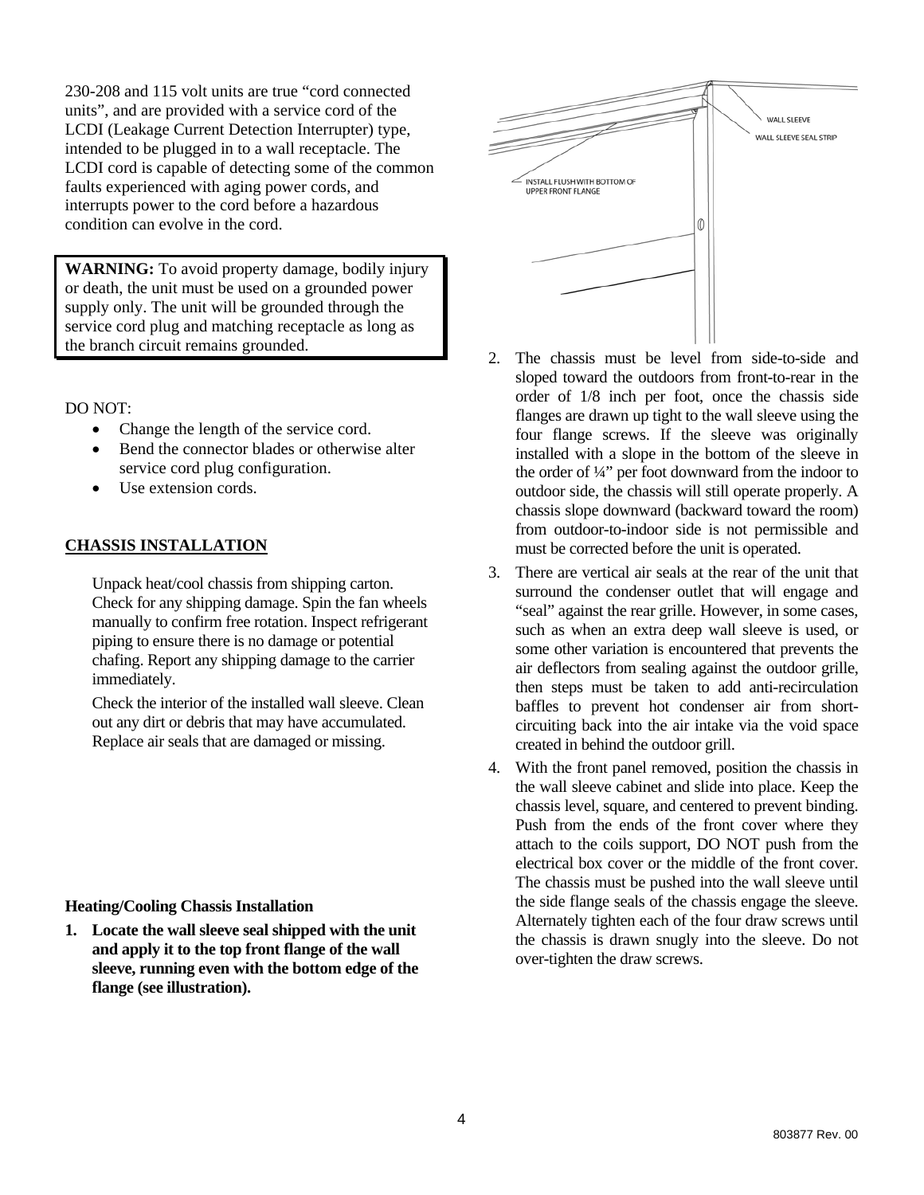230-208 and 115 volt units are true "cord connected units", and are provided with a service cord of the LCDI (Leakage Current Detection Interrupter) type, intended to be plugged in to a wall receptacle. The LCDI cord is capable of detecting some of the common faults experienced with aging power cords, and interrupts power to the cord before a hazardous condition can evolve in the cord.

**WARNING:** To avoid property damage, bodily injury or death, the unit must be used on a grounded power supply only. The unit will be grounded through the service cord plug and matching receptacle as long as the branch circuit remains grounded.

DO NOT:

- Change the length of the service cord.
- Bend the connector blades or otherwise alter service cord plug configuration.
- Use extension cords.

## CHASSIS INSTALLATION

Unpack heat/cool chassis from shipping carton. Check for any shipping damage. Spin the fan wheels manually to confirm free rotation. Inspect refrigerant piping to ensure there is no damage or potential chafing. Report any shipping damage to the carrier immediately.

Check the interior of the installed wall sleeve. Clean out any dirt or debris that may have accumulated. Replace air seals that are damaged or missing.

### Heating/Cooling Chassis Installation

1. **Locate the wall sleeve seal shipped with the unit and apply it to the top front flange of the wall sleeve, running even with the bottom edge of the flange (see illustration).**

WALL SLEEVE
WALL SLEEVE SEAL STRIP
INSTALL FLUSH WITH BOTTOM OF UPPER FRONT FLANGE

2. The chassis must be level from side-to-side and sloped toward the outdoors from front-to-rear in the order of 1/8 inch per foot, once the chassis side flanges are drawn up tight to the wall sleeve using the four flange screws. If the sleeve was originally installed with a slope in the bottom of the sleeve in the order of ¼" per foot downward from the indoor to outdoor side, the chassis will still operate properly. A chassis slope downward (backward toward the room) from outdoor-to-indoor side is not permissible and must be corrected before the unit is operated.
3. There are vertical air seals at the rear of the unit that surround the condenser outlet that will engage and "seal" against the rear grille. However, in some cases, such as when an extra deep wall sleeve is used, or some other variation is encountered that prevents the air deflectors from sealing against the outdoor grille, then steps must be taken to add anti-recirculation baffles to prevent hot condenser air from short-circuiting back into the air intake via the void space created in behind the outdoor grill.
4. With the front panel removed, position the chassis in the wall sleeve cabinet and slide into place. Keep the chassis level, square, and centered to prevent binding. Push from the ends of the front cover where they attach to the coils support, DO NOT push from the electrical box cover or the middle of the front cover. The chassis must be pushed into the wall sleeve until the side flange seals of the chassis engage the sleeve. Alternately tighten each of the four draw screws until the chassis is drawn snugly into the sleeve. Do not over-tighten the draw screws.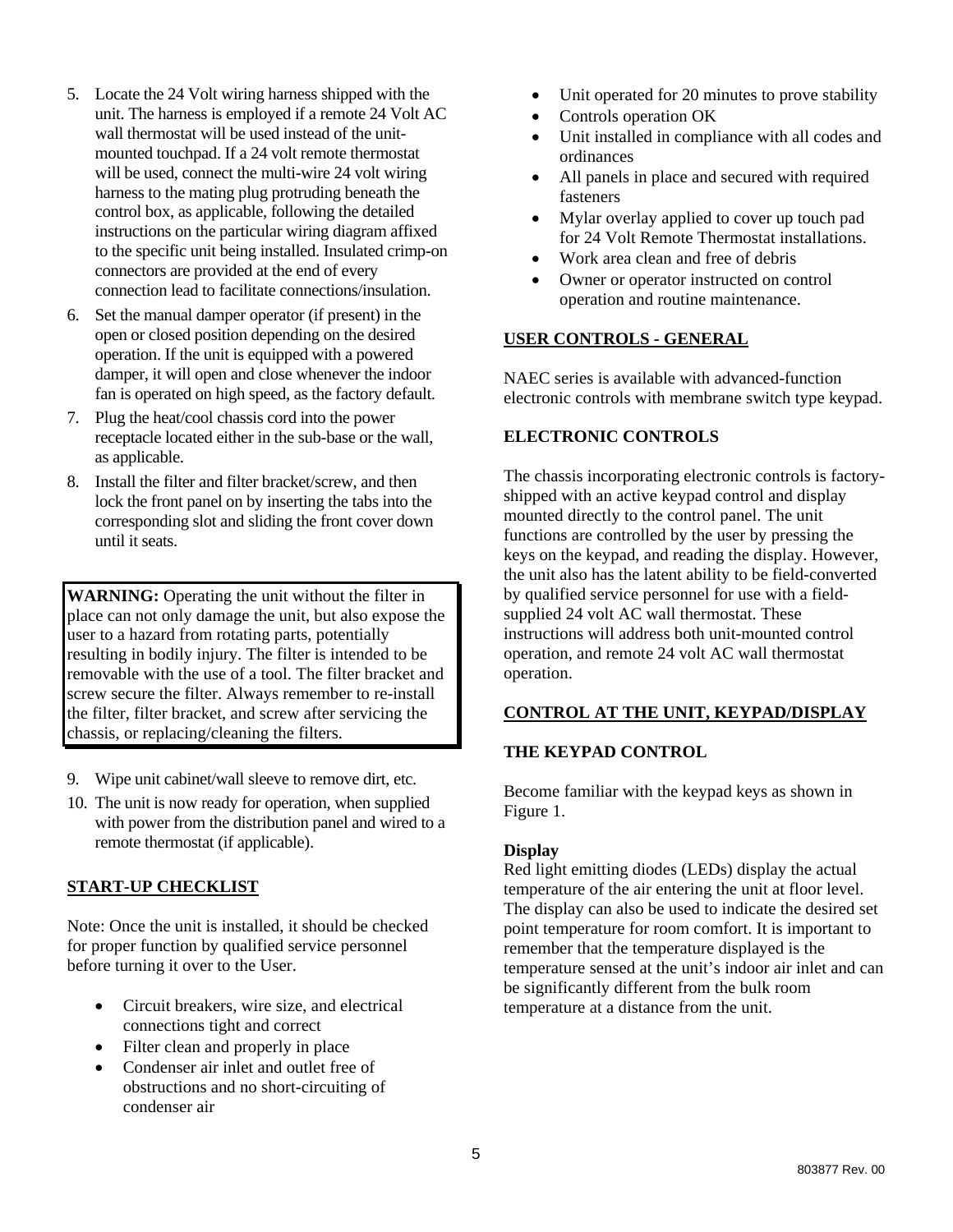5. Locate the 24 Volt wiring harness shipped with the unit. The harness is employed if a remote 24 Volt AC wall thermostat will be used instead of the unit-mounted touchpad. If a 24 volt remote thermostat will be used, connect the multi-wire 24 volt wiring harness to the mating plug protruding beneath the control box, as applicable, following the detailed instructions on the particular wiring diagram affixed to the specific unit being installed. Insulated crimp-on connectors are provided at the end of every connection lead to facilitate connections/insulation.
6. Set the manual damper operator (if present) in the open or closed position depending on the desired operation. If the unit is equipped with a powered damper, it will open and close whenever the indoor fan is operated on high speed, as the factory default.
7. Plug the heat/cool chassis cord into the power receptacle located either in the sub-base or the wall, as applicable.
8. Install the filter and filter bracket/screw, and then lock the front panel on by inserting the tabs into the corresponding slot and sliding the front cover down until it seats.

**WARNING:** Operating the unit without the filter in place can not only damage the unit, but also expose the user to a hazard from rotating parts, potentially resulting in bodily injury. The filter is intended to be removable with the use of a tool. The filter bracket and screw secure the filter. Always remember to re-install the filter, filter bracket, and screw after servicing the chassis, or replacing/cleaning the filters.

9. Wipe unit cabinet/wall sleeve to remove dirt, etc.
10. The unit is now ready for operation, when supplied with power from the distribution panel and wired to a remote thermostat (if applicable).

## START-UP CHECKLIST

Note: Once the unit is installed, it should be checked for proper function by qualified service personnel before turning it over to the User.

- Circuit breakers, wire size, and electrical connections tight and correct
- Filter clean and properly in place
- Condenser air inlet and outlet free of obstructions and no short-circuiting of condenser air
- Unit operated for 20 minutes to prove stability
- Controls operation OK
- Unit installed in compliance with all codes and ordinances
- All panels in place and secured with required fasteners
- Mylar overlay applied to cover up touch pad for 24 Volt Remote Thermostat installations.
- Work area clean and free of debris
- Owner or operator instructed on control operation and routine maintenance.

## USER CONTROLS - GENERAL

NAEC series is available with advanced-function electronic controls with membrane switch type keypad.

## ELECTRONIC CONTROLS

The chassis incorporating electronic controls is factory-shipped with an active keypad control and display mounted directly to the control panel. The unit functions are controlled by the user by pressing the keys on the keypad, and reading the display. However, the unit also has the latent ability to be field-converted by qualified service personnel for use with a field-supplied 24 volt AC wall thermostat. These instructions will address both unit-mounted control operation, and remote 24 volt AC wall thermostat operation.

## CONTROL AT THE UNIT, KEYPAD/DISPLAY

### THE KEYPAD CONTROL

Become familiar with the keypad keys as shown in Figure 1.

**Display**
Red light emitting diodes (LEDs) display the actual temperature of the air entering the unit at floor level. The display can also be used to indicate the desired set point temperature for room comfort. It is important to remember that the temperature displayed is the temperature sensed at the unit's indoor air inlet and can be significantly different from the bulk room temperature at a distance from the unit.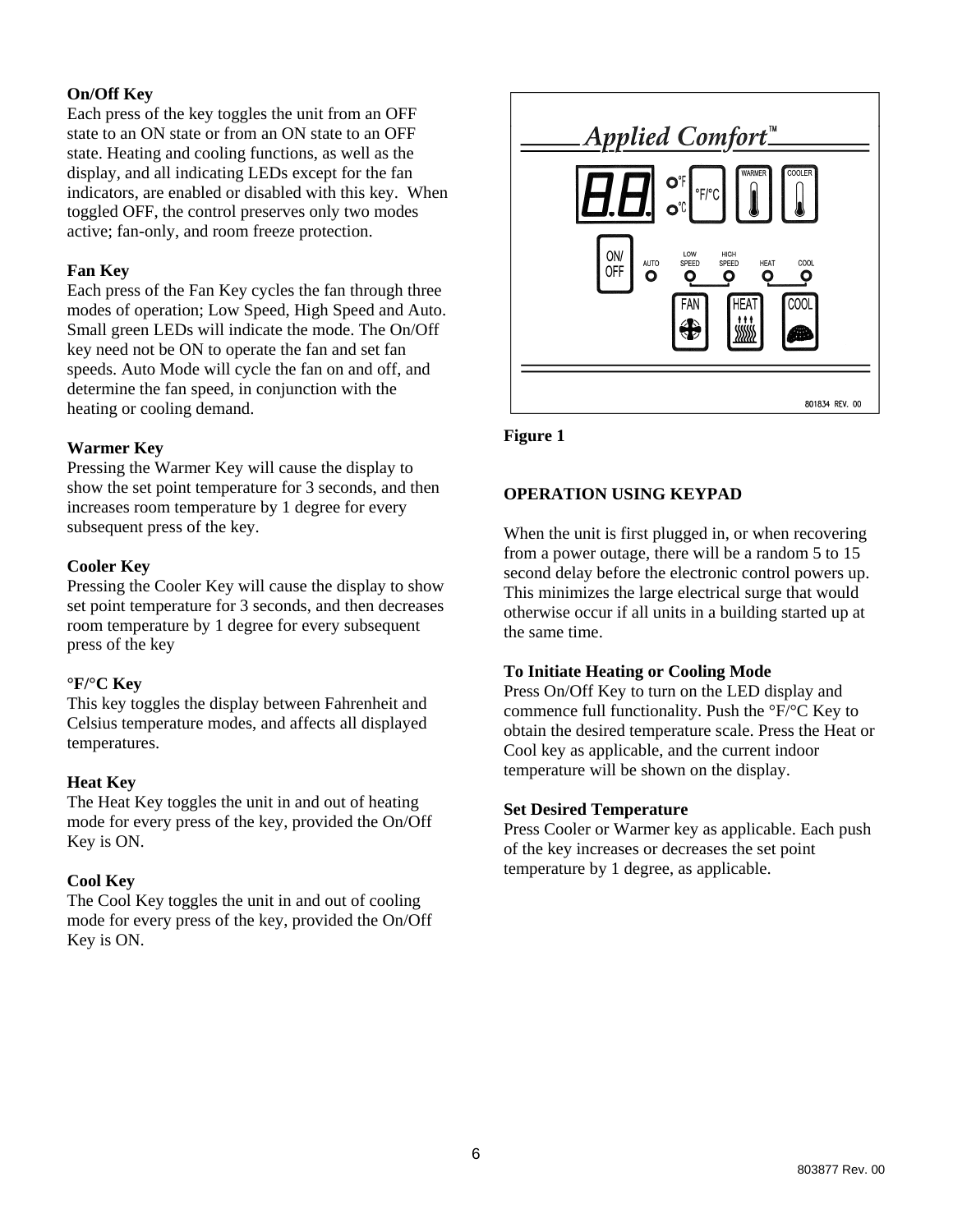**On/Off Key**
Each press of the key toggles the unit from an OFF state to an ON state or from an ON state to an OFF state. Heating and cooling functions, as well as the display, and all indicating LEDs except for the fan indicators, are enabled or disabled with this key. When toggled OFF, the control preserves only two modes active; fan-only, and room freeze protection.

**Fan Key**
Each press of the Fan Key cycles the fan through three modes of operation; Low Speed, High Speed and Auto. Small green LEDs will indicate the mode. The On/Off key need not be ON to operate the fan and set fan speeds. Auto Mode will cycle the fan on and off, and determine the fan speed, in conjunction with the heating or cooling demand.

**Warmer Key**
Pressing the Warmer Key will cause the display to show the set point temperature for 3 seconds, and then increases room temperature by 1 degree for every subsequent press of the key.

**Cooler Key**
Pressing the Cooler Key will cause the display to show set point temperature for 3 seconds, and then decreases room temperature by 1 degree for every subsequent press of the key

**°F/°C Key**
This key toggles the display between Fahrenheit and Celsius temperature modes, and affects all displayed temperatures.

**Heat Key**
The Heat Key toggles the unit in and out of heating mode for every press of the key, provided the On/Off Key is ON.

**Cool Key**
The Cool Key toggles the unit in and out of cooling mode for every press of the key, provided the On/Off Key is ON.

**Figure 1**

**OPERATION USING KEYPAD**

When the unit is first plugged in, or when recovering from a power outage, there will be a random 5 to 15 second delay before the electronic control powers up. This minimizes the large electrical surge that would otherwise occur if all units in a building started up at the same time.

**To Initiate Heating or Cooling Mode**
Press On/Off Key to turn on the LED display and commence full functionality. Push the °F/°C Key to obtain the desired temperature scale. Press the Heat or Cool key as applicable, and the current indoor temperature will be shown on the display.

**Set Desired Temperature**
Press Cooler or Warmer key as applicable. Each push of the key increases or decreases the set point temperature by 1 degree, as applicable.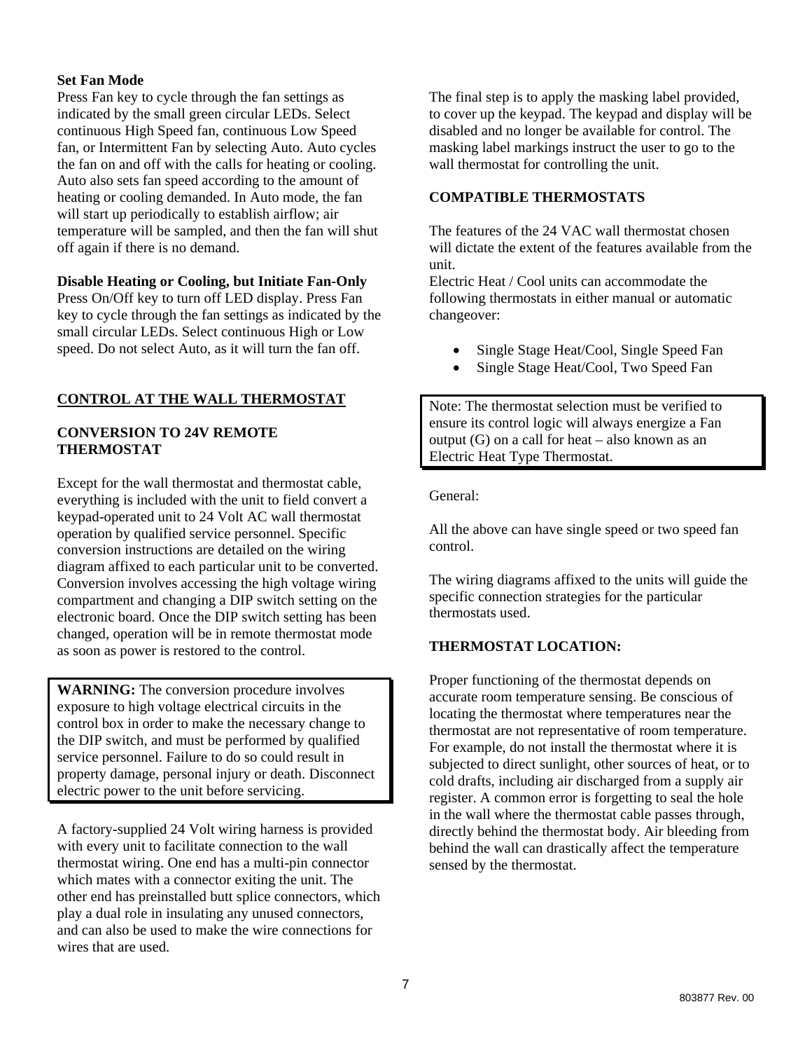**Set Fan Mode**
Press Fan key to cycle through the fan settings as indicated by the small green circular LEDs. Select continuous High Speed fan, continuous Low Speed fan, or Intermittent Fan by selecting Auto. Auto cycles the fan on and off with the calls for heating or cooling. Auto also sets fan speed according to the amount of heating or cooling demanded. In Auto mode, the fan will start up periodically to establish airflow; air temperature will be sampled, and then the fan will shut off again if there is no demand.

**Disable Heating or Cooling, but Initiate Fan-Only**
Press On/Off key to turn off LED display. Press Fan key to cycle through the fan settings as indicated by the small circular LEDs. Select continuous High or Low speed. Do not select Auto, as it will turn the fan off.

## <u>CONTROL AT THE WALL THERMOSTAT</u>

### CONVERSION TO 24V REMOTE THERMOSTAT

Except for the wall thermostat and thermostat cable, everything is included with the unit to field convert a keypad-operated unit to 24 Volt AC wall thermostat operation by qualified service personnel. Specific conversion instructions are detailed on the wiring diagram affixed to each particular unit to be converted. Conversion involves accessing the high voltage wiring compartment and changing a DIP switch setting on the electronic board. Once the DIP switch setting has been changed, operation will be in remote thermostat mode as soon as power is restored to the control.

> **WARNING:** The conversion procedure involves exposure to high voltage electrical circuits in the control box in order to make the necessary change to the DIP switch, and must be performed by qualified service personnel. Failure to do so could result in property damage, personal injury or death. Disconnect electric power to the unit before servicing.

A factory-supplied 24 Volt wiring harness is provided with every unit to facilitate connection to the wall thermostat wiring. One end has a multi-pin connector which mates with a connector exiting the unit. The other end has preinstalled butt splice connectors, which play a dual role in insulating any unused connectors, and can also be used to make the wire connections for wires that are used.

The final step is to apply the masking label provided, to cover up the keypad. The keypad and display will be disabled and no longer be available for control. The masking label markings instruct the user to go to the wall thermostat for controlling the unit.

### COMPATIBLE THERMOSTATS

The features of the 24 VAC wall thermostat chosen will dictate the extent of the features available from the unit.
Electric Heat / Cool units can accommodate the following thermostats in either manual or automatic changeover:

- Single Stage Heat/Cool, Single Speed Fan
- Single Stage Heat/Cool, Two Speed Fan

> Note: The thermostat selection must be verified to ensure its control logic will always energize a Fan output (G) on a call for heat – also known as an Electric Heat Type Thermostat.

General:

All the above can have single speed or two speed fan control.

The wiring diagrams affixed to the units will guide the specific connection strategies for the particular thermostats used.

### THERMOSTAT LOCATION:

Proper functioning of the thermostat depends on accurate room temperature sensing. Be conscious of locating the thermostat where temperatures near the thermostat are not representative of room temperature. For example, do not install the thermostat where it is subjected to direct sunlight, other sources of heat, or to cold drafts, including air discharged from a supply air register. A common error is forgetting to seal the hole in the wall where the thermostat cable passes through, directly behind the thermostat body. Air bleeding from behind the wall can drastically affect the temperature sensed by the thermostat.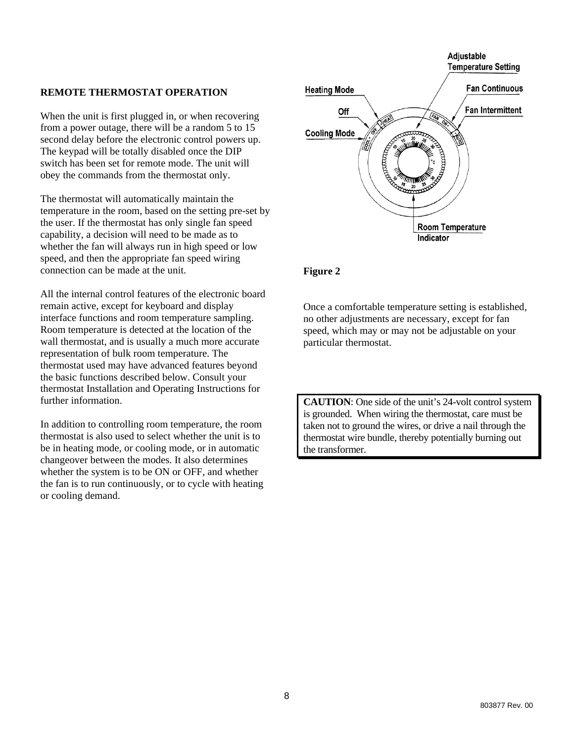### REMOTE THERMOSTAT OPERATION

When the unit is first plugged in, or when recovering from a power outage, there will be a random 5 to 15 second delay before the electronic control powers up. The keypad will be totally disabled once the DIP switch has been set for remote mode. The unit will obey the commands from the thermostat only.

The thermostat will automatically maintain the temperature in the room, based on the setting pre-set by the user. If the thermostat has only single fan speed capability, a decision will need to be made as to whether the fan will always run in high speed or low speed, and then the appropriate fan speed wiring connection can be made at the unit.

All the internal control features of the electronic board remain active, except for keyboard and display interface functions and room temperature sampling. Room temperature is detected at the location of the wall thermostat, and is usually a much more accurate representation of bulk room temperature. The thermostat used may have advanced features beyond the basic functions described below. Consult your thermostat Installation and Operating Instructions for further information.

In addition to controlling room temperature, the room thermostat is also used to select whether the unit is to be in heating mode, or cooling mode, or in automatic changeover between the modes. It also determines whether the system is to be ON or OFF, and whether the fan is to run continuously, or to cycle with heating or cooling demand.

Adjustable Temperature Setting

Heating Mode

Fan Continuous

Off

Fan Intermittent

Cooling Mode

Room Temperature Indicator

**Figure 2**

Once a comfortable temperature setting is established, no other adjustments are necessary, except for fan speed, which may or may not be adjustable on your particular thermostat.

**CAUTION**: One side of the unit's 24-volt control system is grounded. When wiring the thermostat, care must be taken not to ground the wires, or drive a nail through the thermostat wire bundle, thereby potentially burning out the transformer.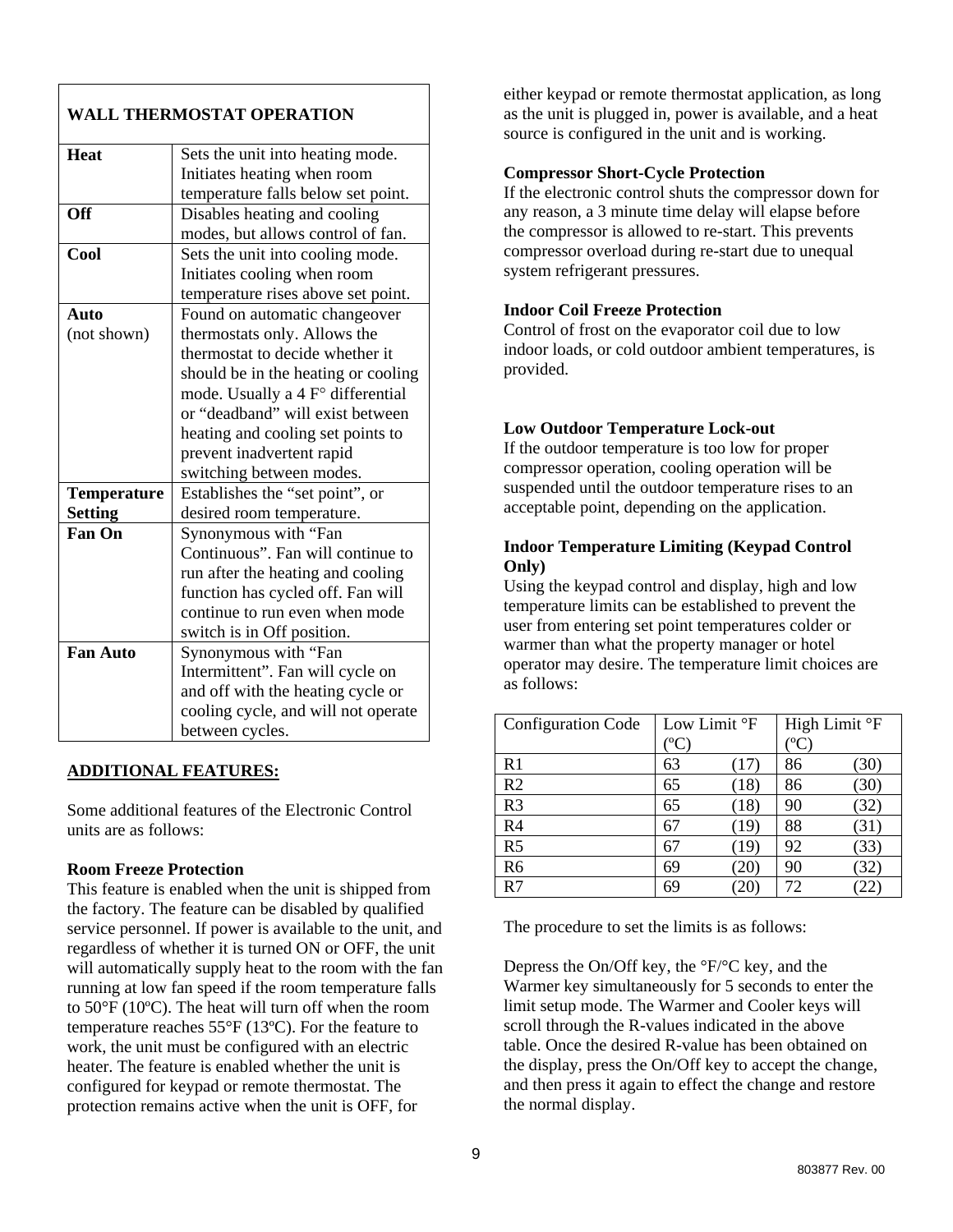| WALL THERMOSTAT OPERATION | |
|---|---|
| **Heat** | Sets the unit into heating mode. Initiates heating when room temperature falls below set point. |
| **Off** | Disables heating and cooling modes, but allows control of fan. |
| **Cool** | Sets the unit into cooling mode. Initiates cooling when room temperature rises above set point. |
| **Auto** (not shown) | Found on automatic changeover thermostats only. Allows the thermostat to decide whether it should be in the heating or cooling mode. Usually a 4 F° differential or "deadband" will exist between heating and cooling set points to prevent inadvertent rapid switching between modes. |
| **Temperature Setting** | Establishes the "set point", or desired room temperature. |
| **Fan On** | Synonymous with "Fan Continuous". Fan will continue to run after the heating and cooling function has cycled off. Fan will continue to run even when mode switch is in Off position. |
| **Fan Auto** | Synonymous with "Fan Intermittent". Fan will cycle on and off with the heating cycle or cooling cycle, and will not operate between cycles. |

## ADDITIONAL FEATURES:

Some additional features of the Electronic Control units are as follows:

**Room Freeze Protection**

This feature is enabled when the unit is shipped from the factory. The feature can be disabled by qualified service personnel. If power is available to the unit, and regardless of whether it is turned ON or OFF, the unit will automatically supply heat to the room with the fan running at low fan speed if the room temperature falls to 50°F (10ºC). The heat will turn off when the room temperature reaches 55°F (13ºC). For the feature to work, the unit must be configured with an electric heater. The feature is enabled whether the unit is configured for keypad or remote thermostat. The protection remains active when the unit is OFF, for either keypad or remote thermostat application, as long as the unit is plugged in, power is available, and a heat source is configured in the unit and is working.

**Compressor Short-Cycle Protection**

If the electronic control shuts the compressor down for any reason, a 3 minute time delay will elapse before the compressor is allowed to re-start. This prevents compressor overload during re-start due to unequal system refrigerant pressures.

**Indoor Coil Freeze Protection**

Control of frost on the evaporator coil due to low indoor loads, or cold outdoor ambient temperatures, is provided.

**Low Outdoor Temperature Lock-out**

If the outdoor temperature is too low for proper compressor operation, cooling operation will be suspended until the outdoor temperature rises to an acceptable point, depending on the application.

**Indoor Temperature Limiting (Keypad Control Only)**

Using the keypad control and display, high and low temperature limits can be established to prevent the user from entering set point temperatures colder or warmer than what the property manager or hotel operator may desire. The temperature limit choices are as follows:

| Configuration Code | Low Limit °F (ºC) | High Limit °F (ºC) |
|---|---|---|
| R1 | 63 (17) | 86 (30) |
| R2 | 65 (18) | 86 (30) |
| R3 | 65 (18) | 90 (32) |
| R4 | 67 (19) | 88 (31) |
| R5 | 67 (19) | 92 (33) |
| R6 | 69 (20) | 90 (32) |
| R7 | 69 (20) | 72 (22) |

The procedure to set the limits is as follows:

Depress the On/Off key, the °F/°C key, and the Warmer key simultaneously for 5 seconds to enter the limit setup mode. The Warmer and Cooler keys will scroll through the R-values indicated in the above table. Once the desired R-value has been obtained on the display, press the On/Off key to accept the change, and then press it again to effect the change and restore the normal display.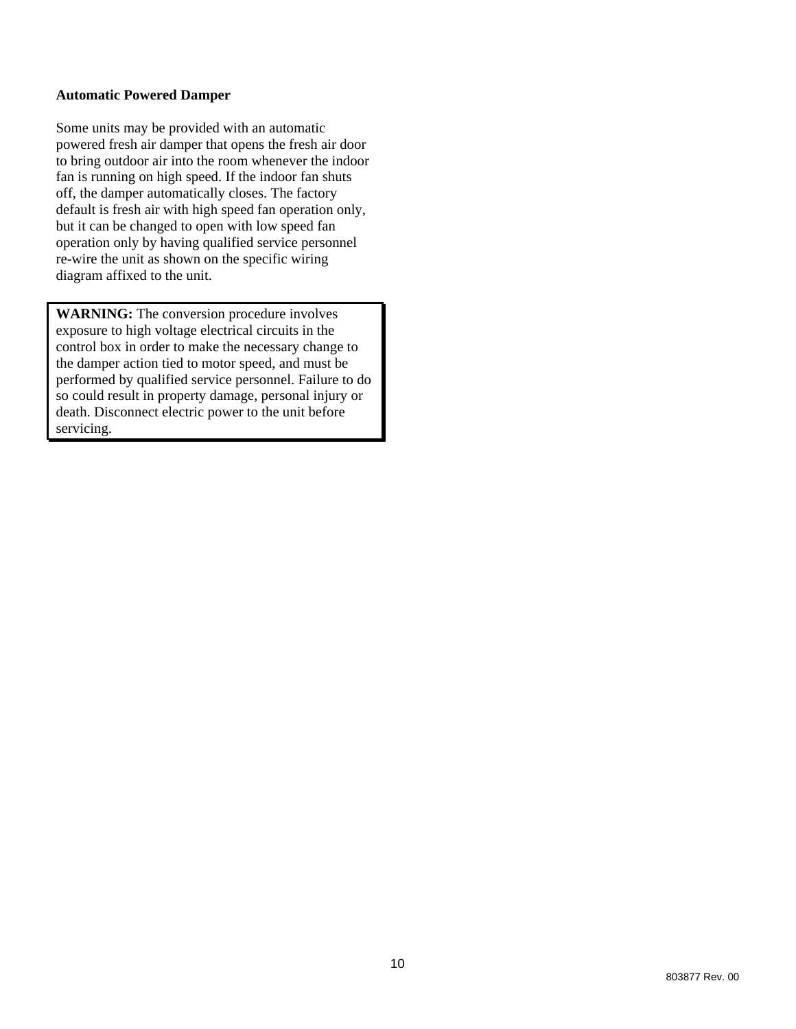**Automatic Powered Damper**

Some units may be provided with an automatic powered fresh air damper that opens the fresh air door to bring outdoor air into the room whenever the indoor fan is running on high speed. If the indoor fan shuts off, the damper automatically closes. The factory default is fresh air with high speed fan operation only, but it can be changed to open with low speed fan operation only by having qualified service personnel re-wire the unit as shown on the specific wiring diagram affixed to the unit.

> **WARNING:** The conversion procedure involves exposure to high voltage electrical circuits in the control box in order to make the necessary change to the damper action tied to motor speed, and must be performed by qualified service personnel. Failure to do so could result in property damage, personal injury or death. Disconnect electric power to the unit before servicing.